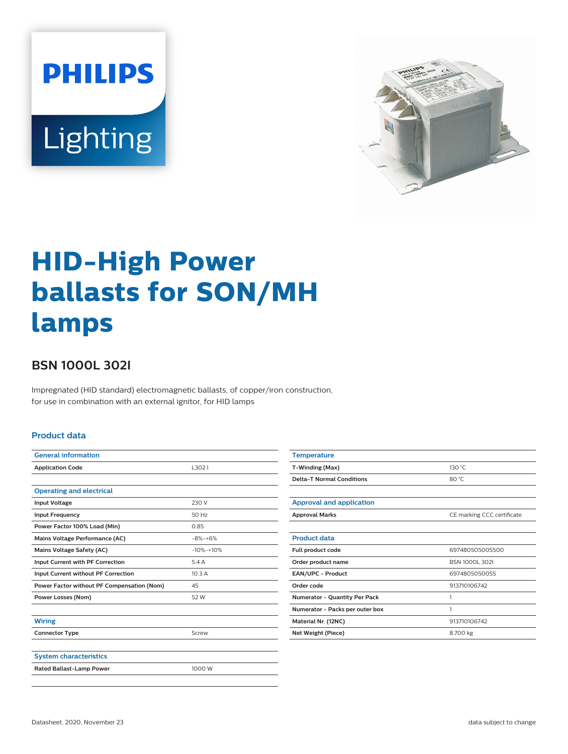# HID-High Power ballasts for SON/MH lamps

## BSN 1000L 302I

Impregnated (HID standard) electromagnetic ballasts, of copper/iron construction, for use in combination with an external ignitor, for HID lamps

### Product data

| General information | |
|---|---|
| Application Code | L302 I |

| Operating and electrical | |
|---|---|
| Input Voltage | 230 V |
| Input Frequency | 50 Hz |
| Power Factor 100% Load (Min) | 0.85 |
| Mains Voltage Performance (AC) | -8%-+6% |
| Mains Voltage Safety (AC) | -10%-+10% |
| Input Current with PF Correction | 5.4 A |
| Input Current without PF Correction | 10.3 A |
| Power Factor without PF Compensation (Nom) | 45 |
| Power Losses (Nom) | 52 W |

| Wiring | |
|---|---|
| Connector Type | Screw |

| System characteristics | |
|---|---|
| Rated Ballast-Lamp Power | 1000 W |

| Temperature | |
|---|---|
| T-Winding (Max) | 130 °C |
| Delta-T Normal Conditions | 80 °C |

| Approval and application | |
|---|---|
| Approval Marks | CE marking CCC certificate |

| Product data | |
|---|---|
| Full product code | 697480505005500 |
| Order product name | BSN 1000L 302I |
| EAN/UPC - Product | 6974805050055 |
| Order code | 913710106742 |
| Numerator - Quantity Per Pack | 1 |
| Numerator - Packs per outer box | 1 |
| Material Nr. (12NC) | 913710106742 |
| Net Weight (Piece) | 8.700 kg |

Datasheet, 2020, November 23

data subject to change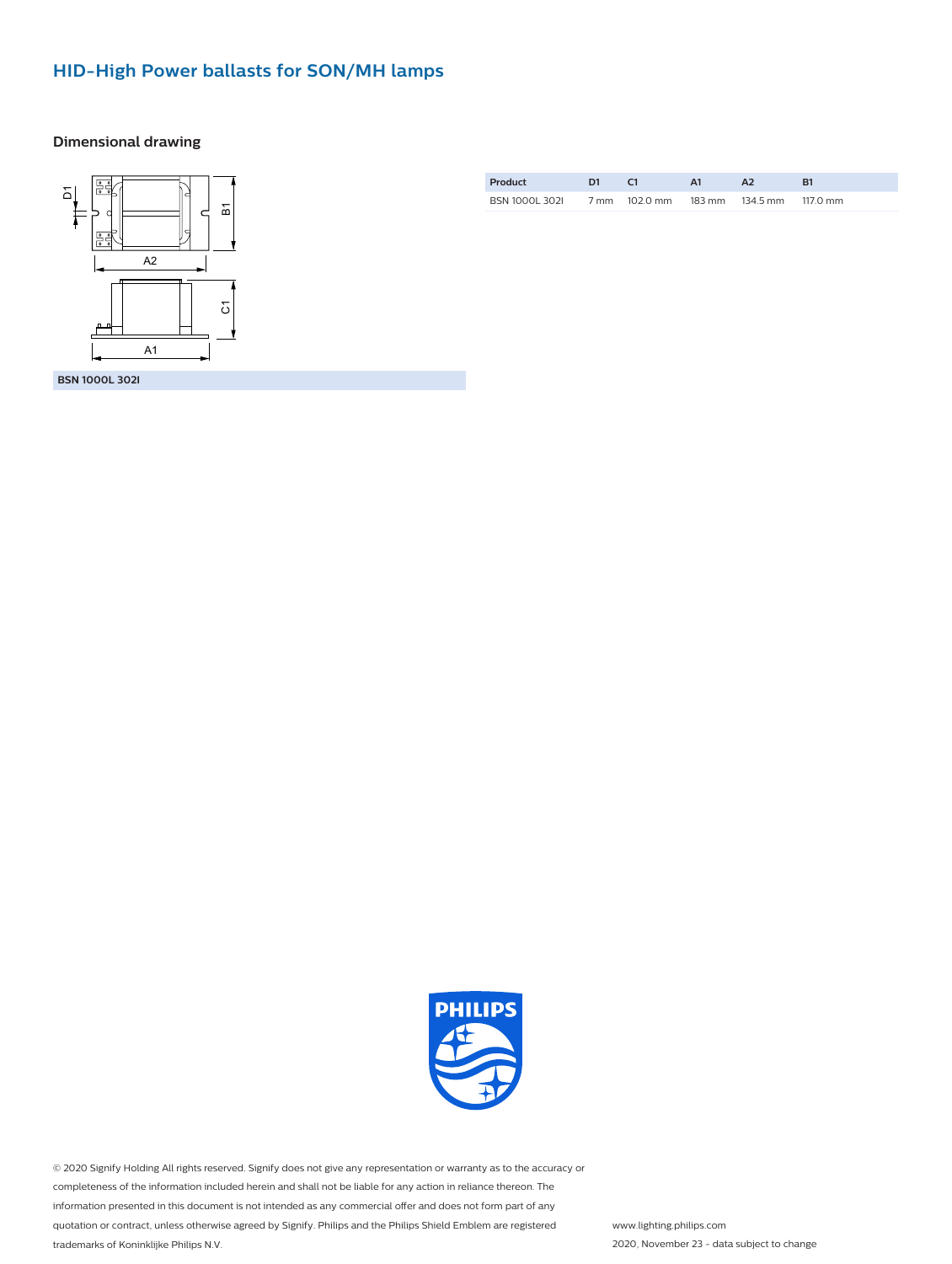## HID-High Power ballasts for SON/MH lamps

### Dimensional drawing

D1

B1

A2

C1

A1

**BSN 1000L 302I**

| Product | D1 | C1 | A1 | A2 | B1 |
|---|---|---|---|---|---|
| BSN 1000L 302I | 7 mm | 102.0 mm | 183 mm | 134.5 mm | 117.0 mm |

© 2020 Signify Holding All rights reserved. Signify does not give any representation or warranty as to the accuracy or completeness of the information included herein and shall not be liable for any action in reliance thereon. The information presented in this document is not intended as any commercial offer and does not form part of any quotation or contract, unless otherwise agreed by Signify. Philips and the Philips Shield Emblem are registered trademarks of Koninklijke Philips N.V.

www.lighting.philips.com

2020, November 23 - data subject to change